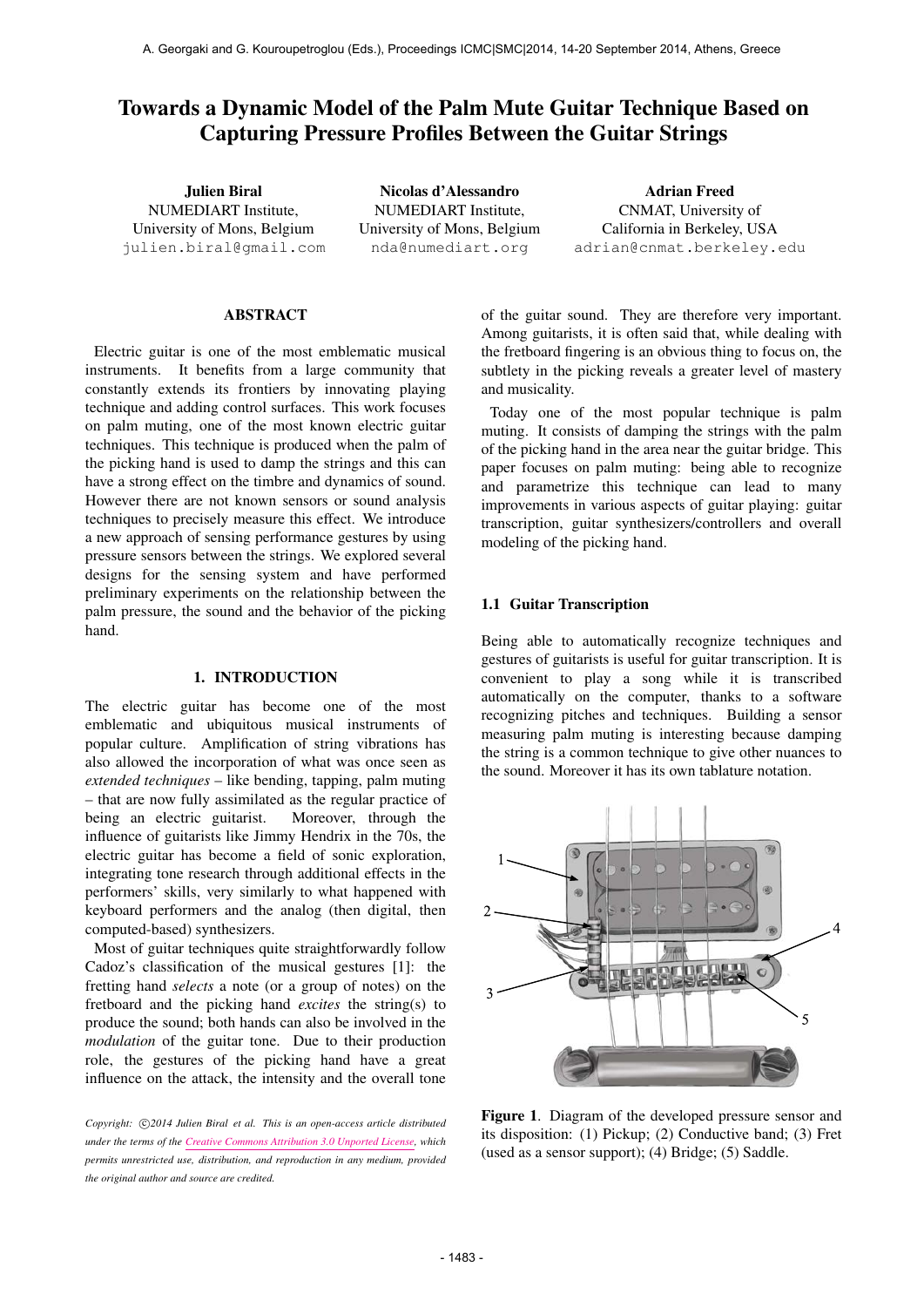# Towards a Dynamic Model of the Palm Mute Guitar Technique Based on Capturing Pressure Profiles Between the Guitar Strings

**Julien Biral**
NUMEDIART Institute,
University of Mons, Belgium
julien.biral@gmail.com

**Nicolas d'Alessandro**
NUMEDIART Institute,
University of Mons, Belgium
nda@numediart.org

**Adrian Freed**
CNMAT, University of
California in Berkeley, USA
adrian@cnmat.berkeley.edu

## ABSTRACT

Electric guitar is one of the most emblematic musical instruments. It benefits from a large community that constantly extends its frontiers by innovating playing technique and adding control surfaces. This work focuses on palm muting, one of the most known electric guitar techniques. This technique is produced when the palm of the picking hand is used to damp the strings and this can have a strong effect on the timbre and dynamics of sound. However there are not known sensors or sound analysis techniques to precisely measure this effect. We introduce a new approach of sensing performance gestures by using pressure sensors between the strings. We explored several designs for the sensing system and have performed preliminary experiments on the relationship between the palm pressure, the sound and the behavior of the picking hand.

## 1. INTRODUCTION

The electric guitar has become one of the most emblematic and ubiquitous musical instruments of popular culture. Amplification of string vibrations has also allowed the incorporation of what was once seen as *extended techniques* – like bending, tapping, palm muting – that are now fully assimilated as the regular practice of being an electric guitarist. Moreover, through the influence of guitarists like Jimmy Hendrix in the 70s, the electric guitar has become a field of sonic exploration, integrating tone research through additional effects in the performers' skills, very similarly to what happened with keyboard performers and the analog (then digital, then computed-based) synthesizers.

Most of guitar techniques quite straightforwardly follow Cadoz's classification of the musical gestures [1]: the fretting hand *selects* a note (or a group of notes) on the fretboard and the picking hand *excites* the string(s) to produce the sound; both hands can also be involved in the *modulation* of the guitar tone. Due to their production role, the gestures of the picking hand have a great influence on the attack, the intensity and the overall tone of the guitar sound. They are therefore very important. Among guitarists, it is often said that, while dealing with the fretboard fingering is an obvious thing to focus on, the subtlety in the picking reveals a greater level of mastery and musicality.

Today one of the most popular technique is palm muting. It consists of damping the strings with the palm of the picking hand in the area near the guitar bridge. This paper focuses on palm muting: being able to recognize and parametrize this technique can lead to many improvements in various aspects of guitar playing: guitar transcription, guitar synthesizers/controllers and overall modeling of the picking hand.

### 1.1 Guitar Transcription

Being able to automatically recognize techniques and gestures of guitarists is useful for guitar transcription. It is convenient to play a song while it is transcribed automatically on the computer, thanks to a software recognizing pitches and techniques. Building a sensor measuring palm muting is interesting because damping the string is a common technique to give other nuances to the sound. Moreover it has its own tablature notation.

**Figure 1**. Diagram of the developed pressure sensor and its disposition: (1) Pickup; (2) Conductive band; (3) Fret (used as a sensor support); (4) Bridge; (5) Saddle.

*Copyright: ©2014 Julien Biral et al. This is an open-access article distributed under the terms of the Creative Commons Attribution 3.0 Unported License, which permits unrestricted use, distribution, and reproduction in any medium, provided the original author and source are credited.*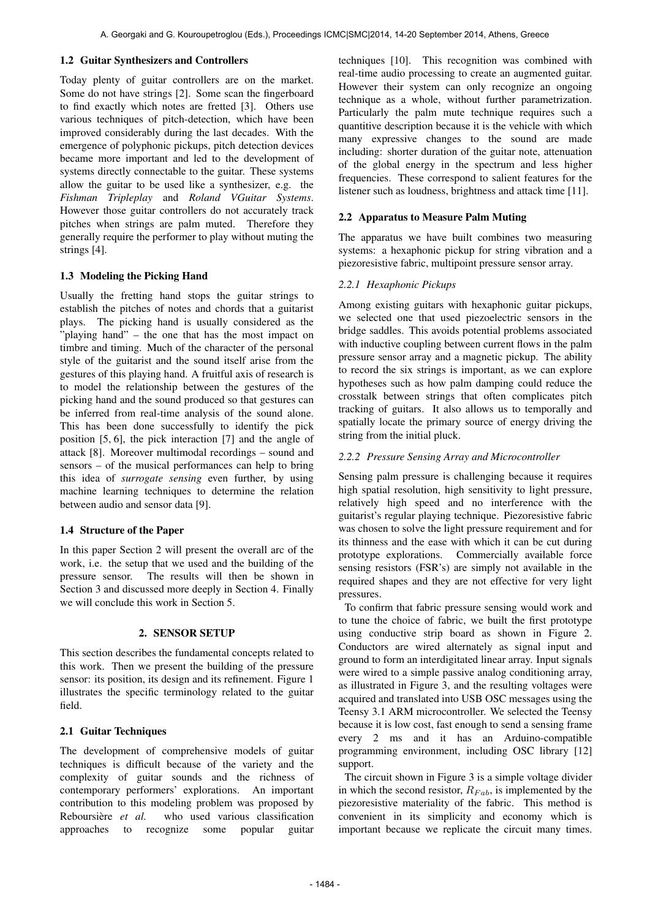### 1.2 Guitar Synthesizers and Controllers

Today plenty of guitar controllers are on the market. Some do not have strings [2]. Some scan the fingerboard to find exactly which notes are fretted [3]. Others use various techniques of pitch-detection, which have been improved considerably during the last decades. With the emergence of polyphonic pickups, pitch detection devices became more important and led to the development of systems directly connectable to the guitar. These systems allow the guitar to be used like a synthesizer, e.g. the *Fishman Tripleplay* and *Roland VGuitar Systems*. However those guitar controllers do not accurately track pitches when strings are palm muted. Therefore they generally require the performer to play without muting the strings [4].

### 1.3 Modeling the Picking Hand

Usually the fretting hand stops the guitar strings to establish the pitches of notes and chords that a guitarist plays. The picking hand is usually considered as the "playing hand" – the one that has the most impact on timbre and timing. Much of the character of the personal style of the guitarist and the sound itself arise from the gestures of this playing hand. A fruitful axis of research is to model the relationship between the gestures of the picking hand and the sound produced so that gestures can be inferred from real-time analysis of the sound alone. This has been done successfully to identify the pick position [5, 6], the pick interaction [7] and the angle of attack [8]. Moreover multimodal recordings – sound and sensors – of the musical performances can help to bring this idea of *surrogate sensing* even further, by using machine learning techniques to determine the relation between audio and sensor data [9].

### 1.4 Structure of the Paper

In this paper Section 2 will present the overall arc of the work, i.e. the setup that we used and the building of the pressure sensor. The results will then be shown in Section 3 and discussed more deeply in Section 4. Finally we will conclude this work in Section 5.

## 2. SENSOR SETUP

This section describes the fundamental concepts related to this work. Then we present the building of the pressure sensor: its position, its design and its refinement. Figure 1 illustrates the specific terminology related to the guitar field.

### 2.1 Guitar Techniques

The development of comprehensive models of guitar techniques is difficult because of the variety and the complexity of guitar sounds and the richness of contemporary performers' explorations. An important contribution to this modeling problem was proposed by Reboursière *et al.* who used various classification approaches to recognize some popular guitar techniques [10]. This recognition was combined with real-time audio processing to create an augmented guitar. However their system can only recognize an ongoing technique as a whole, without further parametrization. Particularly the palm mute technique requires such a quantitive description because it is the vehicle with which many expressive changes to the sound are made including: shorter duration of the guitar note, attenuation of the global energy in the spectrum and less higher frequencies. These correspond to salient features for the listener such as loudness, brightness and attack time [11].

### 2.2 Apparatus to Measure Palm Muting

The apparatus we have built combines two measuring systems: a hexaphonic pickup for string vibration and a piezoresistive fabric, multipoint pressure sensor array.

#### 2.2.1 Hexaphonic Pickups

Among existing guitars with hexaphonic guitar pickups, we selected one that used piezoelectric sensors in the bridge saddles. This avoids potential problems associated with inductive coupling between current flows in the palm pressure sensor array and a magnetic pickup. The ability to record the six strings is important, as we can explore hypotheses such as how palm damping could reduce the crosstalk between strings that often complicates pitch tracking of guitars. It also allows us to temporally and spatially locate the primary source of energy driving the string from the initial pluck.

#### 2.2.2 Pressure Sensing Array and Microcontroller

Sensing palm pressure is challenging because it requires high spatial resolution, high sensitivity to light pressure, relatively high speed and no interference with the guitarist's regular playing technique. Piezoresistive fabric was chosen to solve the light pressure requirement and for its thinness and the ease with which it can be cut during prototype explorations. Commercially available force sensing resistors (FSR's) are simply not available in the required shapes and they are not effective for very light pressures.

To confirm that fabric pressure sensing would work and to tune the choice of fabric, we built the first prototype using conductive strip board as shown in Figure 2. Conductors are wired alternately as signal input and ground to form an interdigitated linear array. Input signals were wired to a simple passive analog conditioning array, as illustrated in Figure 3, and the resulting voltages were acquired and translated into USB OSC messages using the Teensy 3.1 ARM microcontroller. We selected the Teensy because it is low cost, fast enough to send a sensing frame every 2 ms and it has an Arduino-compatible programming environment, including OSC library [12] support.

The circuit shown in Figure 3 is a simple voltage divider in which the second resistor, $R_{Fab}$, is implemented by the piezoresistive materiality of the fabric. This method is convenient in its simplicity and economy which is important because we replicate the circuit many times.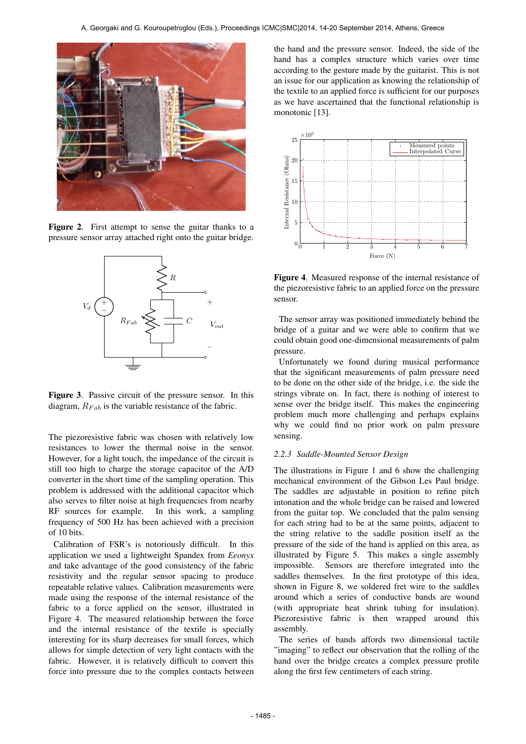Figure 2. First attempt to sense the guitar thanks to a pressure sensor array attached right onto the guitar bridge.

Figure 3. Passive circuit of the pressure sensor. In this diagram, $R_{Fab}$ is the variable resistance of the fabric.

The piezoresistive fabric was chosen with relatively low resistances to lower the thermal noise in the sensor. However, for a light touch, the impedance of the circuit is still too high to charge the storage capacitor of the A/D converter in the short time of the sampling operation. This problem is addressed with the additional capacitor which also serves to filter noise at high frequencies from nearby RF sources for example. In this work, a sampling frequency of 500 Hz has been achieved with a precision of 10 bits.

Calibration of FSR's is notoriously difficult. In this application we used a lightweight Spandex from *Eeonyx* and take advantage of the good consistency of the fabric resistivity and the regular sensor spacing to produce repeatable relative values. Calibration measurements were made using the response of the internal resistance of the fabric to a force applied on the sensor, illustrated in Figure 4. The measured relationship between the force and the internal resistance of the textile is specially interesting for its sharp decreases for small forces, which allows for simple detection of very light contacts with the fabric. However, it is relatively difficult to convert this force into pressure due to the complex contacts between the hand and the pressure sensor. Indeed, the side of the hand has a complex structure which varies over time according to the gesture made by the guitarist. This is not an issue for our application as knowing the relationship of the textile to an applied force is sufficient for our purposes as we have ascertained that the functional relationship is monotonic [13].

Figure 4. Measured response of the internal resistance of the piezoresistive fabric to an applied force on the pressure sensor.

The sensor array was positioned immediately behind the bridge of a guitar and we were able to confirm that we could obtain good one-dimensional measurements of palm pressure.

Unfortunately we found during musical performance that the significant measurements of palm pressure need to be done on the other side of the bridge, i.e. the side the strings vibrate on. In fact, there is nothing of interest to sense over the bridge itself. This makes the engineering problem much more challenging and perhaps explains why we could find no prior work on palm pressure sensing.

### 2.2.3 Saddle-Mounted Sensor Design

The illustrations in Figure 1 and 6 show the challenging mechanical environment of the Gibson Les Paul bridge. The saddles are adjustable in position to refine pitch intonation and the whole bridge can be raised and lowered from the guitar top. We concluded that the palm sensing for each string had to be at the same points, adjacent to the string relative to the saddle position itself as the pressure of the side of the hand is applied on this area, as illustrated by Figure 5. This makes a single assembly impossible. Sensors are therefore integrated into the saddles themselves. In the first prototype of this idea, shown in Figure 8, we soldered fret wire to the saddles around which a series of conductive bands are wound (with appropriate heat shrink tubing for insulation). Piezoresistive fabric is then wrapped around this assembly.

The series of bands affords two dimensional tactile "imaging" to reflect our observation that the rolling of the hand over the bridge creates a complex pressure profile along the first few centimeters of each string.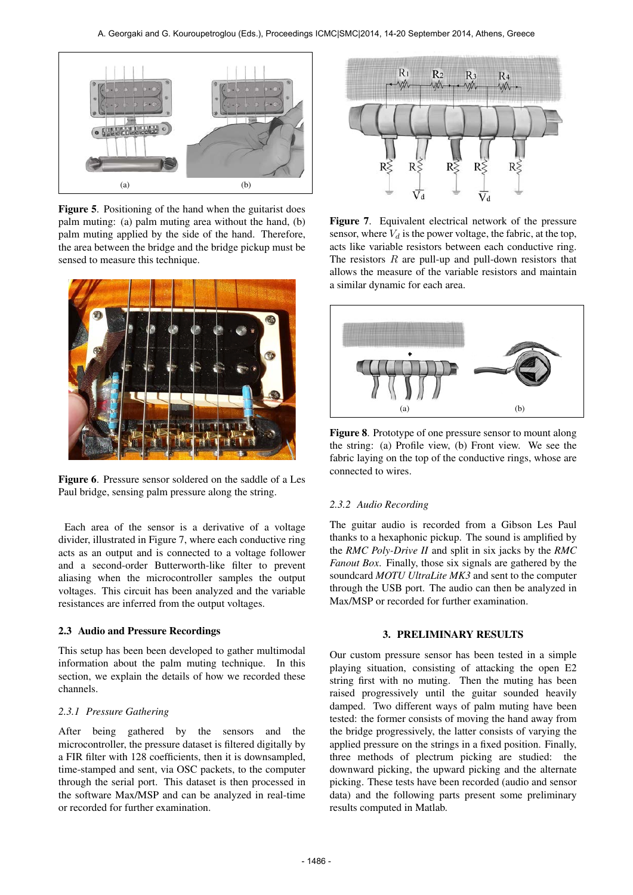**Figure 5**. Positioning of the hand when the guitarist does palm muting: (a) palm muting area without the hand, (b) palm muting applied by the side of the hand. Therefore, the area between the bridge and the bridge pickup must be sensed to measure this technique.

**Figure 6**. Pressure sensor soldered on the saddle of a Les Paul bridge, sensing palm pressure along the string.

Each area of the sensor is a derivative of a voltage divider, illustrated in Figure 7, where each conductive ring acts as an output and is connected to a voltage follower and a second-order Butterworth-like filter to prevent aliasing when the microcontroller samples the output voltages. This circuit has been analyzed and the variable resistances are inferred from the output voltages.

### 2.3 Audio and Pressure Recordings

This setup has been been developed to gather multimodal information about the palm muting technique. In this section, we explain the details of how we recorded these channels.

#### 2.3.1 *Pressure Gathering*

After being gathered by the sensors and the microcontroller, the pressure dataset is filtered digitally by a FIR filter with 128 coefficients, then it is downsampled, time-stamped and sent, via OSC packets, to the computer through the serial port. This dataset is then processed in the software Max/MSP and can be analyzed in real-time or recorded for further examination.

**Figure 7**. Equivalent electrical network of the pressure sensor, where $V_d$ is the power voltage, the fabric, at the top, acts like variable resistors between each conductive ring. The resistors $R$ are pull-up and pull-down resistors that allows the measure of the variable resistors and maintain a similar dynamic for each area.

**Figure 8**. Prototype of one pressure sensor to mount along the string: (a) Profile view, (b) Front view. We see the fabric laying on the top of the conductive rings, whose are connected to wires.

#### 2.3.2 *Audio Recording*

The guitar audio is recorded from a Gibson Les Paul thanks to a hexaphonic pickup. The sound is amplified by the *RMC Poly-Drive II* and split in six jacks by the *RMC Fanout Box*. Finally, those six signals are gathered by the soundcard *MOTU UltraLite MK3* and sent to the computer through the USB port. The audio can then be analyzed in Max/MSP or recorded for further examination.

## 3. PRELIMINARY RESULTS

Our custom pressure sensor has been tested in a simple playing situation, consisting of attacking the open E2 string first with no muting. Then the muting has been raised progressively until the guitar sounded heavily damped. Two different ways of palm muting have been tested: the former consists of moving the hand away from the bridge progressively, the latter consists of varying the applied pressure on the strings in a fixed position. Finally, three methods of plectrum picking are studied: the downward picking, the upward picking and the alternate picking. These tests have been recorded (audio and sensor data) and the following parts present some preliminary results computed in Matlab.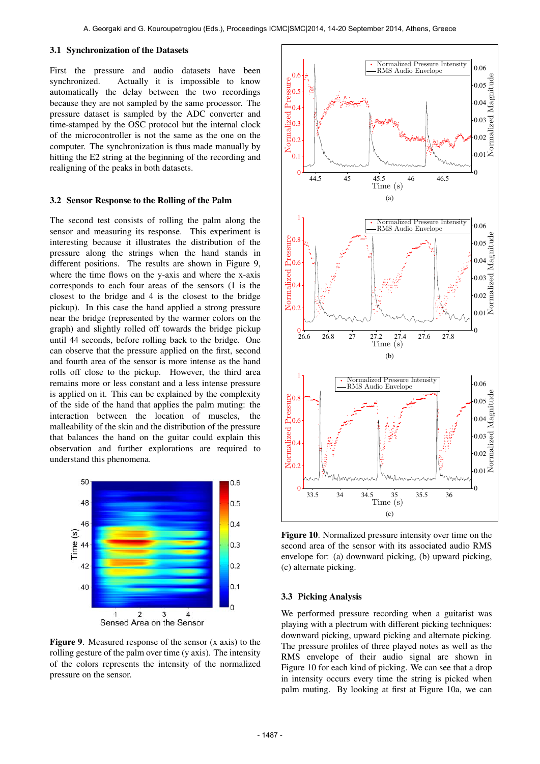### 3.1 Synchronization of the Datasets

First the pressure and audio datasets have been synchronized. Actually it is impossible to know automatically the delay between the two recordings because they are not sampled by the same processor. The pressure dataset is sampled by the ADC converter and time-stamped by the OSC protocol but the internal clock of the microcontroller is not the same as the one on the computer. The synchronization is thus made manually by hitting the E2 string at the beginning of the recording and realigning of the peaks in both datasets.

### 3.2 Sensor Response to the Rolling of the Palm

The second test consists of rolling the palm along the sensor and measuring its response. This experiment is interesting because it illustrates the distribution of the pressure along the strings when the hand stands in different positions. The results are shown in Figure 9, where the time flows on the y-axis and where the x-axis corresponds to each four areas of the sensors (1 is the closest to the bridge and 4 is the closest to the bridge pickup). In this case the hand applied a strong pressure near the bridge (represented by the warmer colors on the graph) and slightly rolled off towards the bridge pickup until 44 seconds, before rolling back to the bridge. One can observe that the pressure applied on the first, second and fourth area of the sensor is more intense as the hand rolls off close to the pickup. However, the third area remains more or less constant and a less intense pressure is applied on it. This can be explained by the complexity of the side of the hand that applies the palm muting: the interaction between the location of muscles, the malleability of the skin and the distribution of the pressure that balances the hand on the guitar could explain this observation and further explorations are required to understand this phenomena.

**Figure 9**. Measured response of the sensor (x axis) to the rolling gesture of the palm over time (y axis). The intensity of the colors represents the intensity of the normalized pressure on the sensor.

**Figure 10**. Normalized pressure intensity over time on the second area of the sensor with its associated audio RMS envelope for: (a) downward picking, (b) upward picking, (c) alternate picking.

### 3.3 Picking Analysis

We performed pressure recording when a guitarist was playing with a plectrum with different picking techniques: downward picking, upward picking and alternate picking. The pressure profiles of three played notes as well as the RMS envelope of their audio signal are shown in Figure 10 for each kind of picking. We can see that a drop in intensity occurs every time the string is picked when palm muting. By looking at first at Figure 10a, we can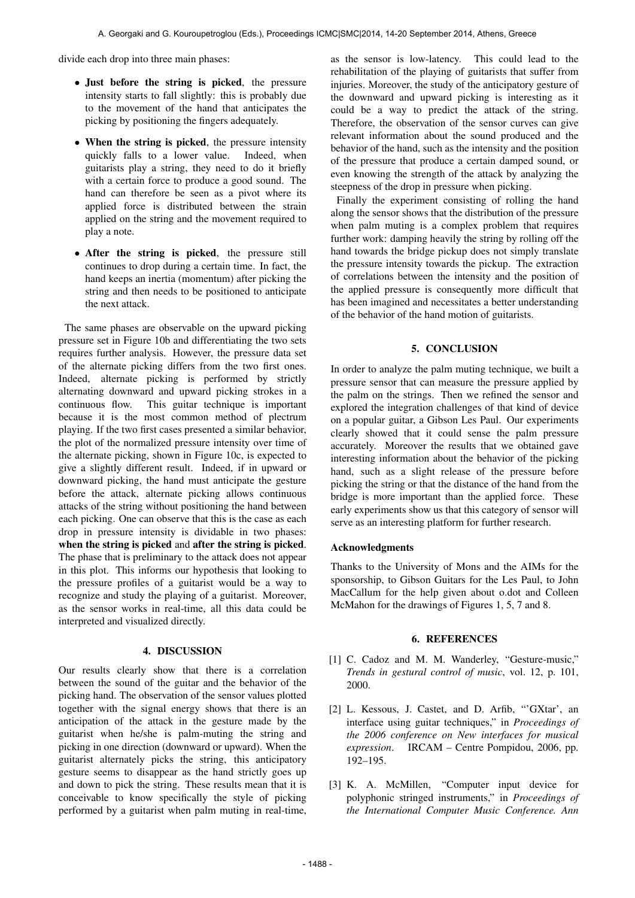divide each drop into three main phases:

- **Just before the string is picked**, the pressure intensity starts to fall slightly: this is probably due to the movement of the hand that anticipates the picking by positioning the fingers adequately.
- **When the string is picked**, the pressure intensity quickly falls to a lower value. Indeed, when guitarists play a string, they need to do it briefly with a certain force to produce a good sound. The hand can therefore be seen as a pivot where its applied force is distributed between the strain applied on the string and the movement required to play a note.
- **After the string is picked**, the pressure still continues to drop during a certain time. In fact, the hand keeps an inertia (momentum) after picking the string and then needs to be positioned to anticipate the next attack.

The same phases are observable on the upward picking pressure set in Figure 10b and differentiating the two sets requires further analysis. However, the pressure data set of the alternate picking differs from the two first ones. Indeed, alternate picking is performed by strictly alternating downward and upward picking strokes in a continuous flow. This guitar technique is important because it is the most common method of plectrum playing. If the two first cases presented a similar behavior, the plot of the normalized pressure intensity over time of the alternate picking, shown in Figure 10c, is expected to give a slightly different result. Indeed, if in upward or downward picking, the hand must anticipate the gesture before the attack, alternate picking allows continuous attacks of the string without positioning the hand between each picking. One can observe that this is the case as each drop in pressure intensity is dividable in two phases: **when the string is picked** and **after the string is picked**. The phase that is preliminary to the attack does not appear in this plot. This informs our hypothesis that looking to the pressure profiles of a guitarist would be a way to recognize and study the playing of a guitarist. Moreover, as the sensor works in real-time, all this data could be interpreted and visualized directly.

## 4. DISCUSSION

Our results clearly show that there is a correlation between the sound of the guitar and the behavior of the picking hand. The observation of the sensor values plotted together with the signal energy shows that there is an anticipation of the attack in the gesture made by the guitarist when he/she is palm-muting the string and picking in one direction (downward or upward). When the guitarist alternately picks the string, this anticipatory gesture seems to disappear as the hand strictly goes up and down to pick the string. These results mean that it is conceivable to know specifically the style of picking performed by a guitarist when palm muting in real-time, as the sensor is low-latency. This could lead to the rehabilitation of the playing of guitarists that suffer from injuries. Moreover, the study of the anticipatory gesture of the downward and upward picking is interesting as it could be a way to predict the attack of the string. Therefore, the observation of the sensor curves can give relevant information about the sound produced and the behavior of the hand, such as the intensity and the position of the pressure that produce a certain damped sound, or even knowing the strength of the attack by analyzing the steepness of the drop in pressure when picking.

Finally the experiment consisting of rolling the hand along the sensor shows that the distribution of the pressure when palm muting is a complex problem that requires further work: damping heavily the string by rolling off the hand towards the bridge pickup does not simply translate the pressure intensity towards the pickup. The extraction of correlations between the intensity and the position of the applied pressure is consequently more difficult that has been imagined and necessitates a better understanding of the behavior of the hand motion of guitarists.

## 5. CONCLUSION

In order to analyze the palm muting technique, we built a pressure sensor that can measure the pressure applied by the palm on the strings. Then we refined the sensor and explored the integration challenges of that kind of device on a popular guitar, a Gibson Les Paul. Our experiments clearly showed that it could sense the palm pressure accurately. Moreover the results that we obtained gave interesting information about the behavior of the picking hand, such as a slight release of the pressure before picking the string or that the distance of the hand from the bridge is more important than the applied force. These early experiments show us that this category of sensor will serve as an interesting platform for further research.

### Acknowledgments

Thanks to the University of Mons and the AIMs for the sponsorship, to Gibson Guitars for the Les Paul, to John MacCallum for the help given about o.dot and Colleen McMahon for the drawings of Figures 1, 5, 7 and 8.

## 6. REFERENCES

[1] C. Cadoz and M. M. Wanderley, "Gesture-music," *Trends in gestural control of music*, vol. 12, p. 101, 2000.

[2] L. Kessous, J. Castet, and D. Arfib, "'GXtar', an interface using guitar techniques," in *Proceedings of the 2006 conference on New interfaces for musical expression*. IRCAM – Centre Pompidou, 2006, pp. 192–195.

[3] K. A. McMillen, "Computer input device for polyphonic stringed instruments," in *Proceedings of the International Computer Music Conference. Ann*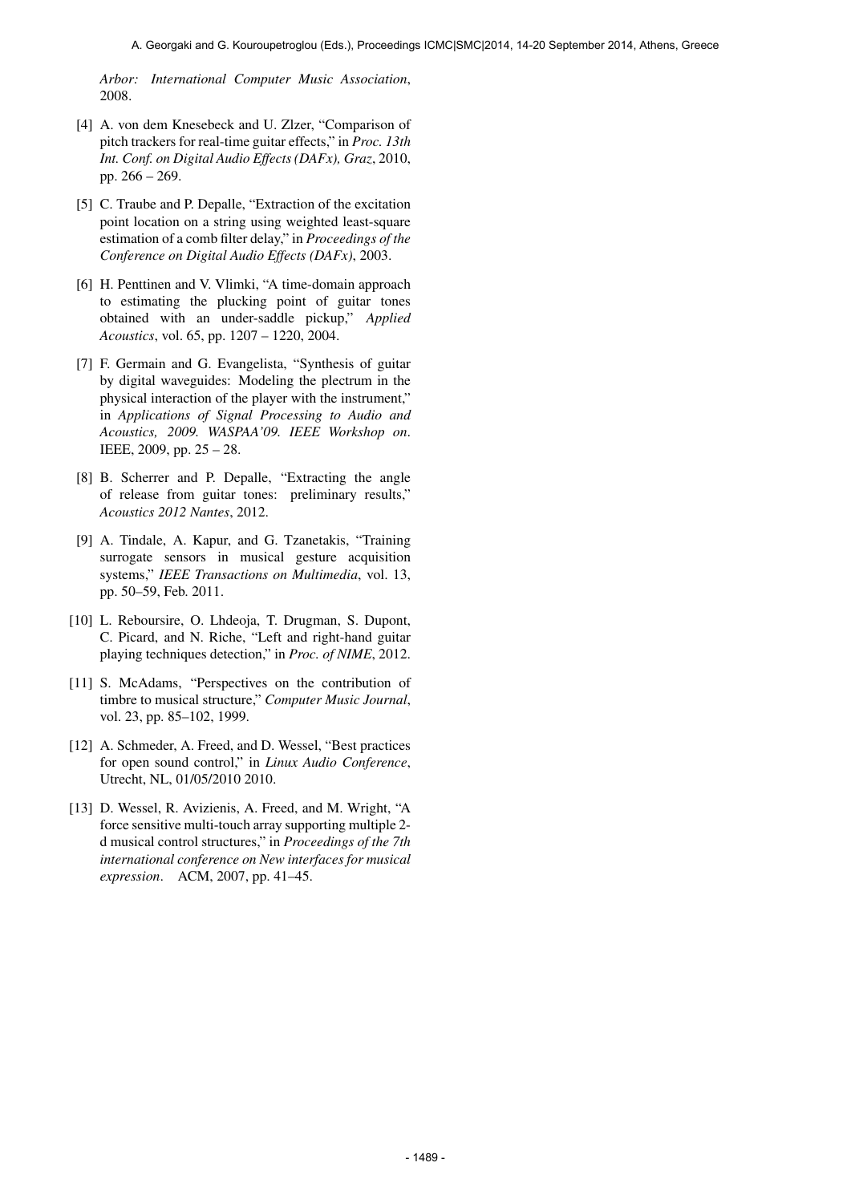*Arbor: International Computer Music Association*, 2008.

[4] A. von dem Knesebeck and U. Zlzer, "Comparison of pitch trackers for real-time guitar effects," in *Proc. 13th Int. Conf. on Digital Audio Effects (DAFx), Graz*, 2010, pp. 266 – 269.

[5] C. Traube and P. Depalle, "Extraction of the excitation point location on a string using weighted least-square estimation of a comb filter delay," in *Proceedings of the Conference on Digital Audio Effects (DAFx)*, 2003.

[6] H. Penttinen and V. Vlimki, "A time-domain approach to estimating the plucking point of guitar tones obtained with an under-saddle pickup," *Applied Acoustics*, vol. 65, pp. 1207 – 1220, 2004.

[7] F. Germain and G. Evangelista, "Synthesis of guitar by digital waveguides: Modeling the plectrum in the physical interaction of the player with the instrument," in *Applications of Signal Processing to Audio and Acoustics, 2009. WASPAA'09. IEEE Workshop on*. IEEE, 2009, pp. 25 – 28.

[8] B. Scherrer and P. Depalle, "Extracting the angle of release from guitar tones: preliminary results," *Acoustics 2012 Nantes*, 2012.

[9] A. Tindale, A. Kapur, and G. Tzanetakis, "Training surrogate sensors in musical gesture acquisition systems," *IEEE Transactions on Multimedia*, vol. 13, pp. 50–59, Feb. 2011.

[10] L. Reboursire, O. Lhdeoja, T. Drugman, S. Dupont, C. Picard, and N. Riche, "Left and right-hand guitar playing techniques detection," in *Proc. of NIME*, 2012.

[11] S. McAdams, "Perspectives on the contribution of timbre to musical structure," *Computer Music Journal*, vol. 23, pp. 85–102, 1999.

[12] A. Schmeder, A. Freed, and D. Wessel, "Best practices for open sound control," in *Linux Audio Conference*, Utrecht, NL, 01/05/2010 2010.

[13] D. Wessel, R. Avizienis, A. Freed, and M. Wright, "A force sensitive multi-touch array supporting multiple 2-d musical control structures," in *Proceedings of the 7th international conference on New interfaces for musical expression*. ACM, 2007, pp. 41–45.